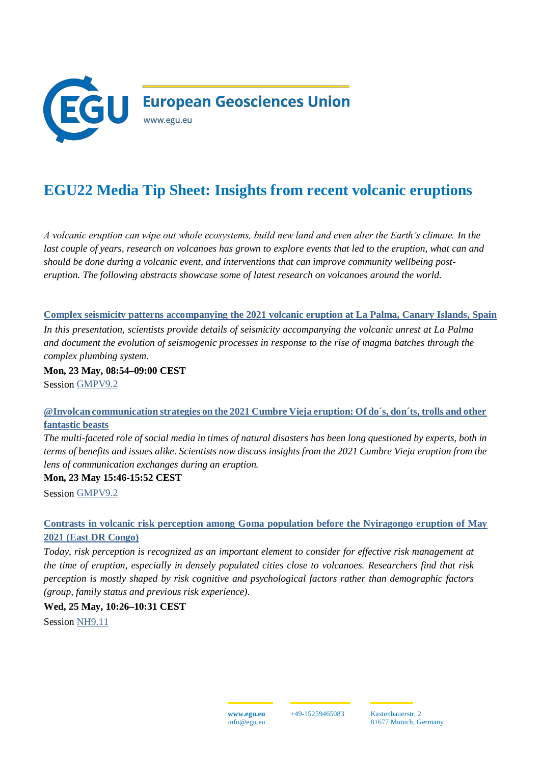European Geosciences Union

www.egu.eu

# EGU22 Media Tip Sheet: Insights from recent volcanic eruptions

*A volcanic eruption can wipe out whole ecosystems, build new land and even alter the Earth's climate. In the last couple of years, research on volcanoes has grown to explore events that led to the eruption, what can and should be done during a volcanic event, and interventions that can improve community wellbeing post-eruption. The following abstracts showcase some of latest research on volcanoes around the world.*

**Complex seismicity patterns accompanying the 2021 volcanic eruption at La Palma, Canary Islands, Spain**

*In this presentation, scientists provide details of seismicity accompanying the volcanic unrest at La Palma and document the evolution of seismogenic processes in response to the rise of magma batches through the complex plumbing system.*

**Mon, 23 May, 08:54–09:00 CEST**

Session GMPV9.2

**@Involcan communication strategies on the 2021 Cumbre Vieja eruption: Of do´s, don´ts, trolls and other fantastic beasts**

*The multi-faceted role of social media in times of natural disasters has been long questioned by experts, both in terms of benefits and issues alike. Scientists now discuss insights from the 2021 Cumbre Vieja eruption from the lens of communication exchanges during an eruption.*

**Mon, 23 May 15:46-15:52 CEST**

Session GMPV9.2

**Contrasts in volcanic risk perception among Goma population before the Nyiragongo eruption of May 2021 (East DR Congo)**

*Today, risk perception is recognized as an important element to consider for effective risk management at the time of eruption, especially in densely populated cities close to volcanoes. Researchers find that risk perception is mostly shaped by risk cognitive and psychological factors rather than demographic factors (group, family status and previous risk experience).*

**Wed, 25 May, 10:26–10:31 CEST**

Session NH9.11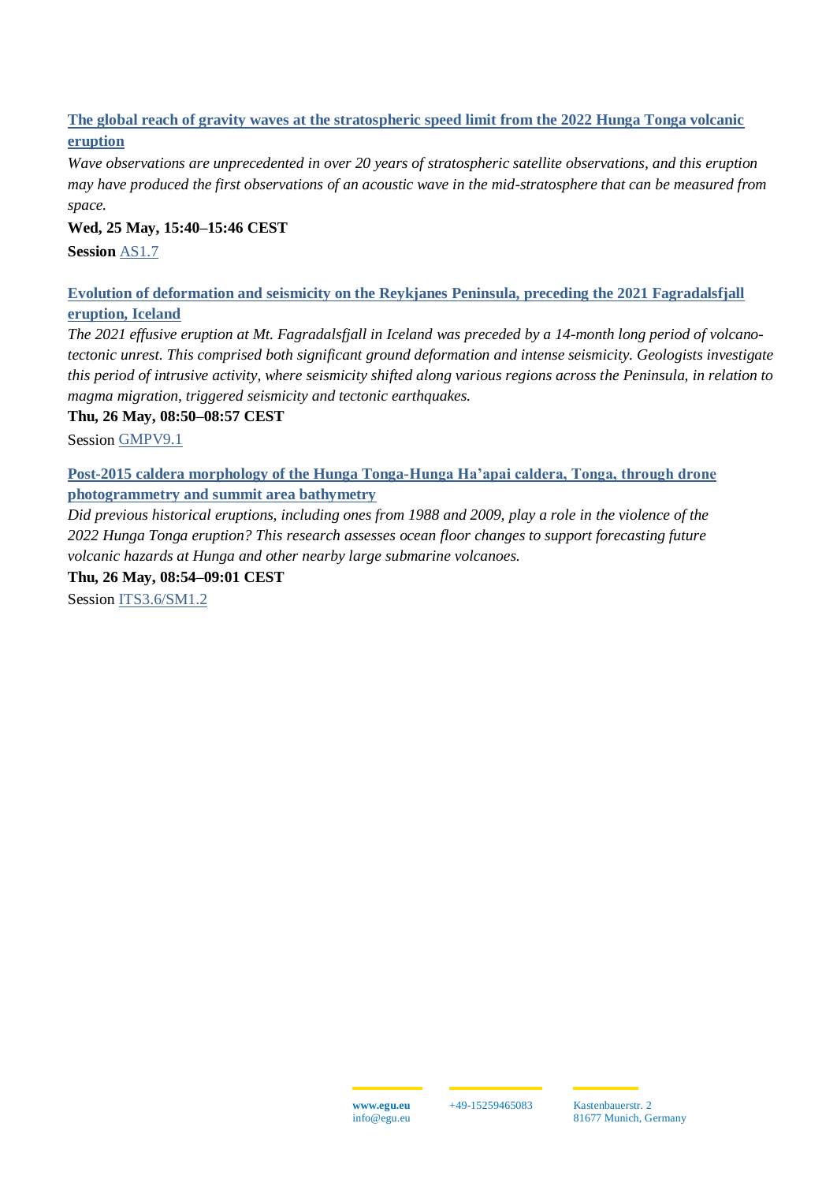**[The global reach of gravity waves at the stratospheric speed limit from the 2022 Hunga Tonga volcanic eruption]**

*Wave observations are unprecedented in over 20 years of stratospheric satellite observations, and this eruption may have produced the first observations of an acoustic wave in the mid-stratosphere that can be measured from space.*

**Wed, 25 May, 15:40–15:46 CEST**

**Session** AS1.7

**[Evolution of deformation and seismicity on the Reykjanes Peninsula, preceding the 2021 Fagradalsfjall eruption, Iceland]**

*The 2021 effusive eruption at Mt. Fagradalsfjall in Iceland was preceded by a 14-month long period of volcano-tectonic unrest. This comprised both significant ground deformation and intense seismicity. Geologists investigate this period of intrusive activity, where seismicity shifted along various regions across the Peninsula, in relation to magma migration, triggered seismicity and tectonic earthquakes.*

**Thu, 26 May, 08:50–08:57 CEST**

Session GMPV9.1

**[Post-2015 caldera morphology of the Hunga Tonga-Hunga Ha'apai caldera, Tonga, through drone photogrammetry and summit area bathymetry]**

*Did previous historical eruptions, including ones from 1988 and 2009, play a role in the violence of the 2022 Hunga Tonga eruption? This research assesses ocean floor changes to support forecasting future volcanic hazards at Hunga and other nearby large submarine volcanoes.*

**Thu, 26 May, 08:54–09:01 CEST**

Session ITS3.6/SM1.2